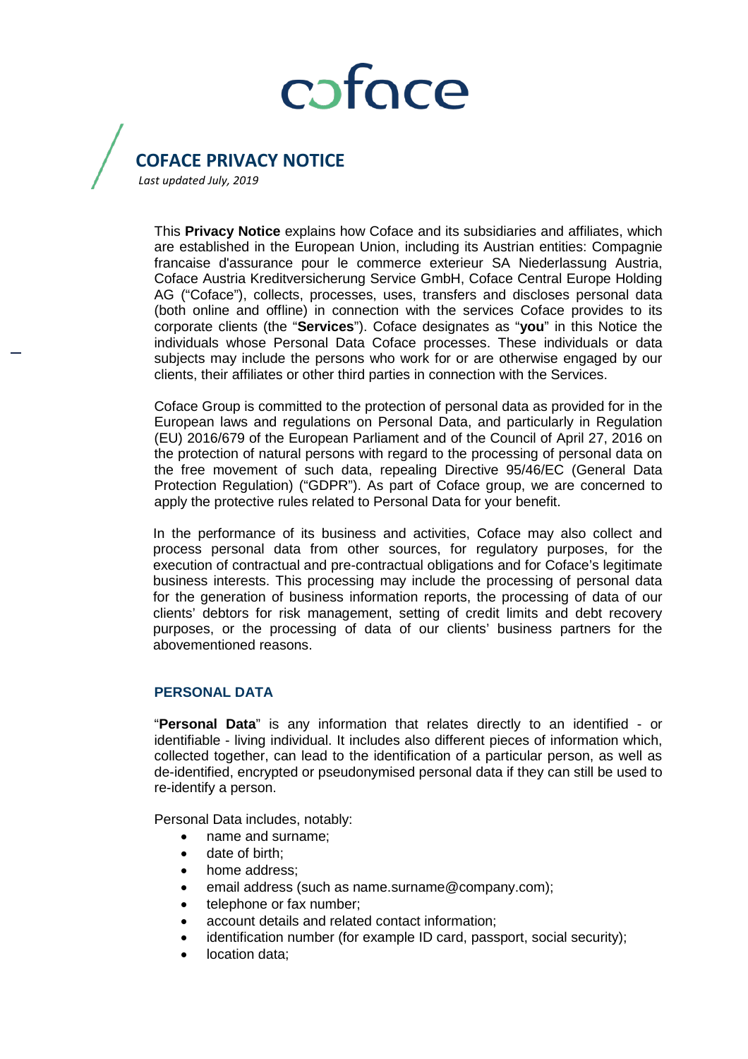coface

# COFACE PRIVACY NOTICE

*Last updated July, 2019*

This **Privacy Notice** explains how Coface and its subsidiaries and affiliates, which are established in the European Union, including its Austrian entities: Compagnie francaise d'assurance pour le commerce exterieur SA Niederlassung Austria, Coface Austria Kreditversicherung Service GmbH, Coface Central Europe Holding AG ("Coface"), collects, processes, uses, transfers and discloses personal data (both online and offline) in connection with the services Coface provides to its corporate clients (the "**Services**"). Coface designates as "**you**" in this Notice the individuals whose Personal Data Coface processes. These individuals or data subjects may include the persons who work for or are otherwise engaged by our clients, their affiliates or other third parties in connection with the Services.

Coface Group is committed to the protection of personal data as provided for in the European laws and regulations on Personal Data, and particularly in Regulation (EU) 2016/679 of the European Parliament and of the Council of April 27, 2016 on the protection of natural persons with regard to the processing of personal data on the free movement of such data, repealing Directive 95/46/EC (General Data Protection Regulation) ("GDPR"). As part of Coface group, we are concerned to apply the protective rules related to Personal Data for your benefit.

In the performance of its business and activities, Coface may also collect and process personal data from other sources, for regulatory purposes, for the execution of contractual and pre-contractual obligations and for Coface's legitimate business interests. This processing may include the processing of personal data for the generation of business information reports, the processing of data of our clients' debtors for risk management, setting of credit limits and debt recovery purposes, or the processing of data of our clients' business partners for the abovementioned reasons.

## PERSONAL DATA

"**Personal Data**" is any information that relates directly to an identified - or identifiable - living individual. It includes also different pieces of information which, collected together, can lead to the identification of a particular person, as well as de-identified, encrypted or pseudonymised personal data if they can still be used to re-identify a person.

Personal Data includes, notably:

- name and surname;
- date of birth;
- home address;
- email address (such as name.surname@company.com);
- telephone or fax number;
- account details and related contact information;
- identification number (for example ID card, passport, social security);
- location data;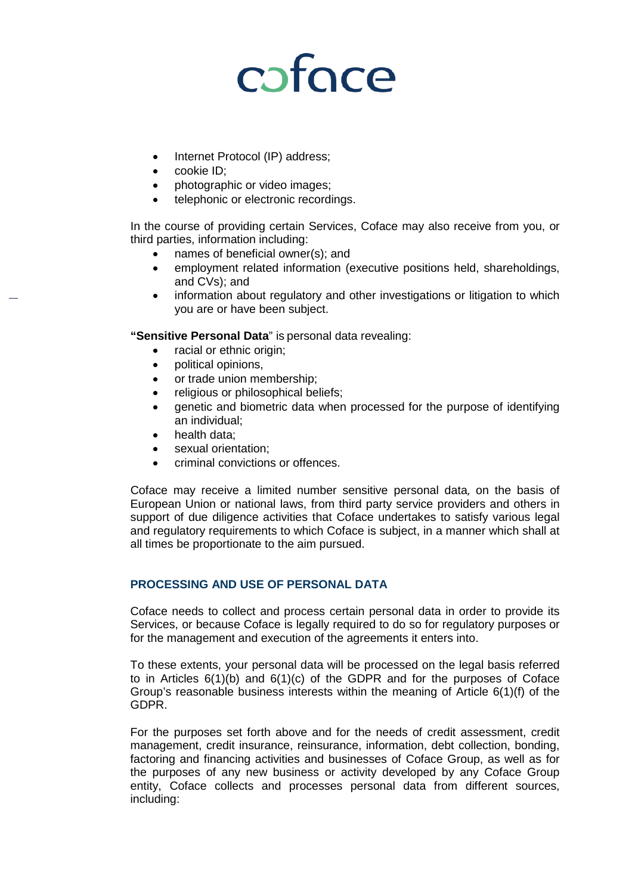- Internet Protocol (IP) address;
- cookie ID;
- photographic or video images;
- telephonic or electronic recordings.

In the course of providing certain Services, Coface may also receive from you, or third parties, information including:

- names of beneficial owner(s); and
- employment related information (executive positions held, shareholdings, and CVs); and
- information about regulatory and other investigations or litigation to which you are or have been subject.

**"Sensitive Personal Data**" is personal data revealing:

- racial or ethnic origin;
- political opinions,
- or trade union membership;
- religious or philosophical beliefs;
- genetic and biometric data when processed for the purpose of identifying an individual;
- health data;
- sexual orientation;
- criminal convictions or offences.

Coface may receive a limited number sensitive personal data*,* on the basis of European Union or national laws, from third party service providers and others in support of due diligence activities that Coface undertakes to satisfy various legal and regulatory requirements to which Coface is subject, in a manner which shall at all times be proportionate to the aim pursued.

## PROCESSING AND USE OF PERSONAL DATA

Coface needs to collect and process certain personal data in order to provide its Services, or because Coface is legally required to do so for regulatory purposes or for the management and execution of the agreements it enters into.

To these extents, your personal data will be processed on the legal basis referred to in Articles 6(1)(b) and 6(1)(c) of the GDPR and for the purposes of Coface Group's reasonable business interests within the meaning of Article 6(1)(f) of the GDPR.

For the purposes set forth above and for the needs of credit assessment, credit management, credit insurance, reinsurance, information, debt collection, bonding, factoring and financing activities and businesses of Coface Group, as well as for the purposes of any new business or activity developed by any Coface Group entity, Coface collects and processes personal data from different sources, including: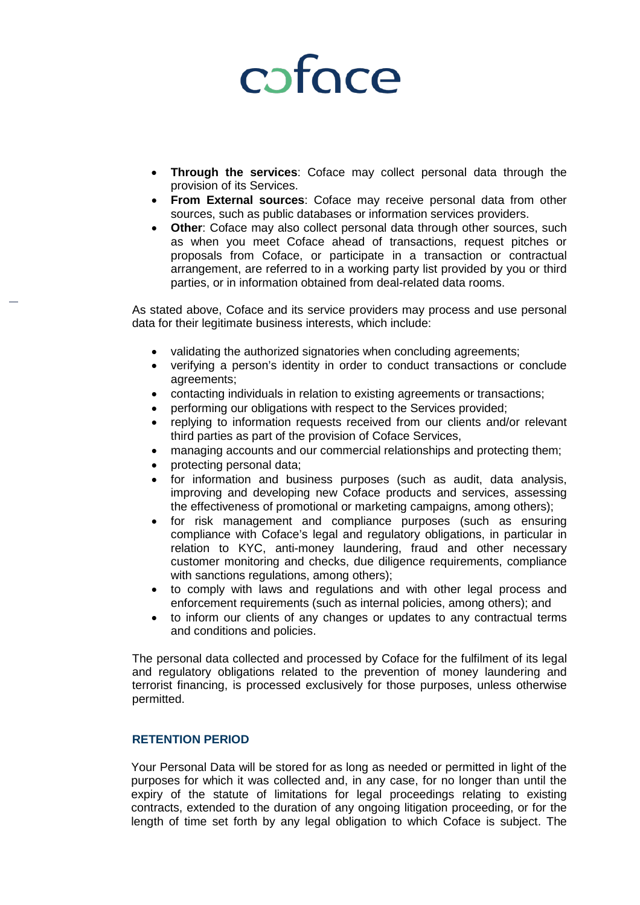- **Through the services**: Coface may collect personal data through the provision of its Services.
- **From External sources**: Coface may receive personal data from other sources, such as public databases or information services providers.
- **Other**: Coface may also collect personal data through other sources, such as when you meet Coface ahead of transactions, request pitches or proposals from Coface, or participate in a transaction or contractual arrangement, are referred to in a working party list provided by you or third parties, or in information obtained from deal-related data rooms.

As stated above, Coface and its service providers may process and use personal data for their legitimate business interests, which include:

- validating the authorized signatories when concluding agreements;
- verifying a person's identity in order to conduct transactions or conclude agreements;
- contacting individuals in relation to existing agreements or transactions;
- performing our obligations with respect to the Services provided;
- replying to information requests received from our clients and/or relevant third parties as part of the provision of Coface Services,
- managing accounts and our commercial relationships and protecting them;
- protecting personal data;
- for information and business purposes (such as audit, data analysis, improving and developing new Coface products and services, assessing the effectiveness of promotional or marketing campaigns, among others);
- for risk management and compliance purposes (such as ensuring compliance with Coface's legal and regulatory obligations, in particular in relation to KYC, anti-money laundering, fraud and other necessary customer monitoring and checks, due diligence requirements, compliance with sanctions regulations, among others);
- to comply with laws and regulations and with other legal process and enforcement requirements (such as internal policies, among others); and
- to inform our clients of any changes or updates to any contractual terms and conditions and policies.

The personal data collected and processed by Coface for the fulfilment of its legal and regulatory obligations related to the prevention of money laundering and terrorist financing, is processed exclusively for those purposes, unless otherwise permitted.

## RETENTION PERIOD

Your Personal Data will be stored for as long as needed or permitted in light of the purposes for which it was collected and, in any case, for no longer than until the expiry of the statute of limitations for legal proceedings relating to existing contracts, extended to the duration of any ongoing litigation proceeding, or for the length of time set forth by any legal obligation to which Coface is subject. The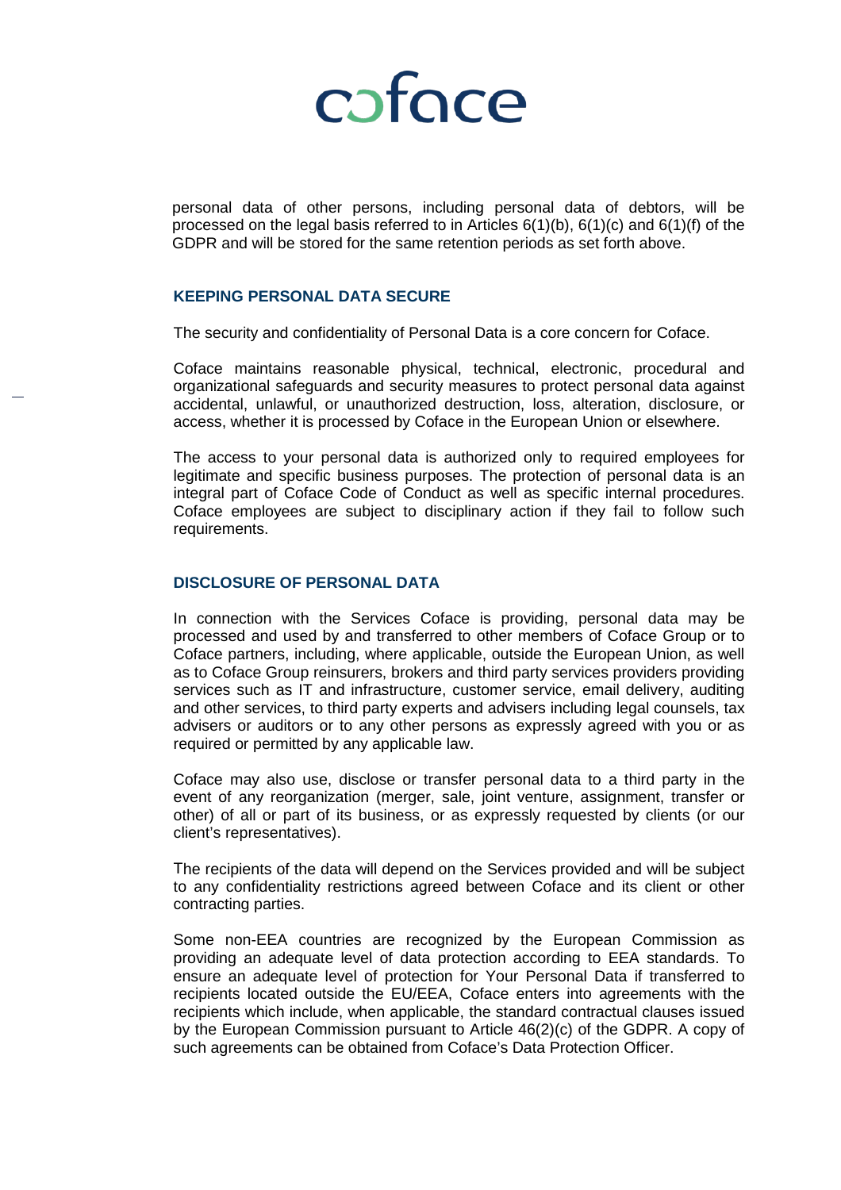personal data of other persons, including personal data of debtors, will be processed on the legal basis referred to in Articles 6(1)(b), 6(1)(c) and 6(1)(f) of the GDPR and will be stored for the same retention periods as set forth above.

## KEEPING PERSONAL DATA SECURE

The security and confidentiality of Personal Data is a core concern for Coface.

Coface maintains reasonable physical, technical, electronic, procedural and organizational safeguards and security measures to protect personal data against accidental, unlawful, or unauthorized destruction, loss, alteration, disclosure, or access, whether it is processed by Coface in the European Union or elsewhere.

The access to your personal data is authorized only to required employees for legitimate and specific business purposes. The protection of personal data is an integral part of Coface Code of Conduct as well as specific internal procedures. Coface employees are subject to disciplinary action if they fail to follow such requirements.

## DISCLOSURE OF PERSONAL DATA

In connection with the Services Coface is providing, personal data may be processed and used by and transferred to other members of Coface Group or to Coface partners, including, where applicable, outside the European Union, as well as to Coface Group reinsurers, brokers and third party services providers providing services such as IT and infrastructure, customer service, email delivery, auditing and other services, to third party experts and advisers including legal counsels, tax advisers or auditors or to any other persons as expressly agreed with you or as required or permitted by any applicable law.

Coface may also use, disclose or transfer personal data to a third party in the event of any reorganization (merger, sale, joint venture, assignment, transfer or other) of all or part of its business, or as expressly requested by clients (or our client's representatives).

The recipients of the data will depend on the Services provided and will be subject to any confidentiality restrictions agreed between Coface and its client or other contracting parties.

Some non-EEA countries are recognized by the European Commission as providing an adequate level of data protection according to EEA standards. To ensure an adequate level of protection for Your Personal Data if transferred to recipients located outside the EU/EEA, Coface enters into agreements with the recipients which include, when applicable, the standard contractual clauses issued by the European Commission pursuant to Article 46(2)(c) of the GDPR. A copy of such agreements can be obtained from Coface's Data Protection Officer.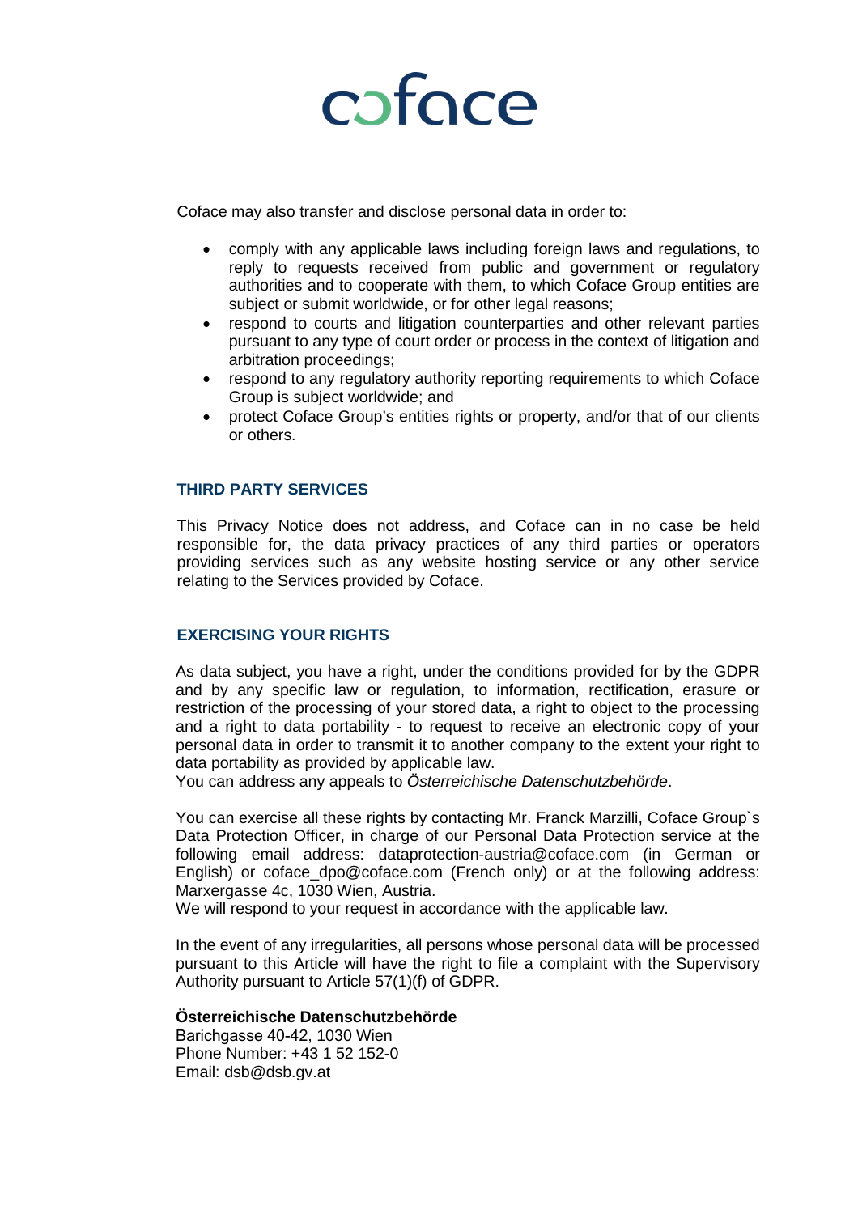Coface may also transfer and disclose personal data in order to:

- comply with any applicable laws including foreign laws and regulations, to reply to requests received from public and government or regulatory authorities and to cooperate with them, to which Coface Group entities are subject or submit worldwide, or for other legal reasons;
- respond to courts and litigation counterparties and other relevant parties pursuant to any type of court order or process in the context of litigation and arbitration proceedings;
- respond to any regulatory authority reporting requirements to which Coface Group is subject worldwide; and
- protect Coface Group's entities rights or property, and/or that of our clients or others.

## THIRD PARTY SERVICES

This Privacy Notice does not address, and Coface can in no case be held responsible for, the data privacy practices of any third parties or operators providing services such as any website hosting service or any other service relating to the Services provided by Coface.

## EXERCISING YOUR RIGHTS

As data subject, you have a right, under the conditions provided for by the GDPR and by any specific law or regulation, to information, rectification, erasure or restriction of the processing of your stored data, a right to object to the processing and a right to data portability - to request to receive an electronic copy of your personal data in order to transmit it to another company to the extent your right to data portability as provided by applicable law.
You can address any appeals to *Österreichische Datenschutzbehörde*.

You can exercise all these rights by contacting Mr. Franck Marzilli, Coface Group`s Data Protection Officer, in charge of our Personal Data Protection service at the following email address: dataprotection-austria@coface.com (in German or English) or coface_dpo@coface.com (French only) or at the following address: Marxergasse 4c, 1030 Wien, Austria.
We will respond to your request in accordance with the applicable law.

In the event of any irregularities, all persons whose personal data will be processed pursuant to this Article will have the right to file a complaint with the Supervisory Authority pursuant to Article 57(1)(f) of GDPR.

**Österreichische Datenschutzbehörde**
Barichgasse 40-42, 1030 Wien
Phone Number: +43 1 52 152-0
Email: dsb@dsb.gv.at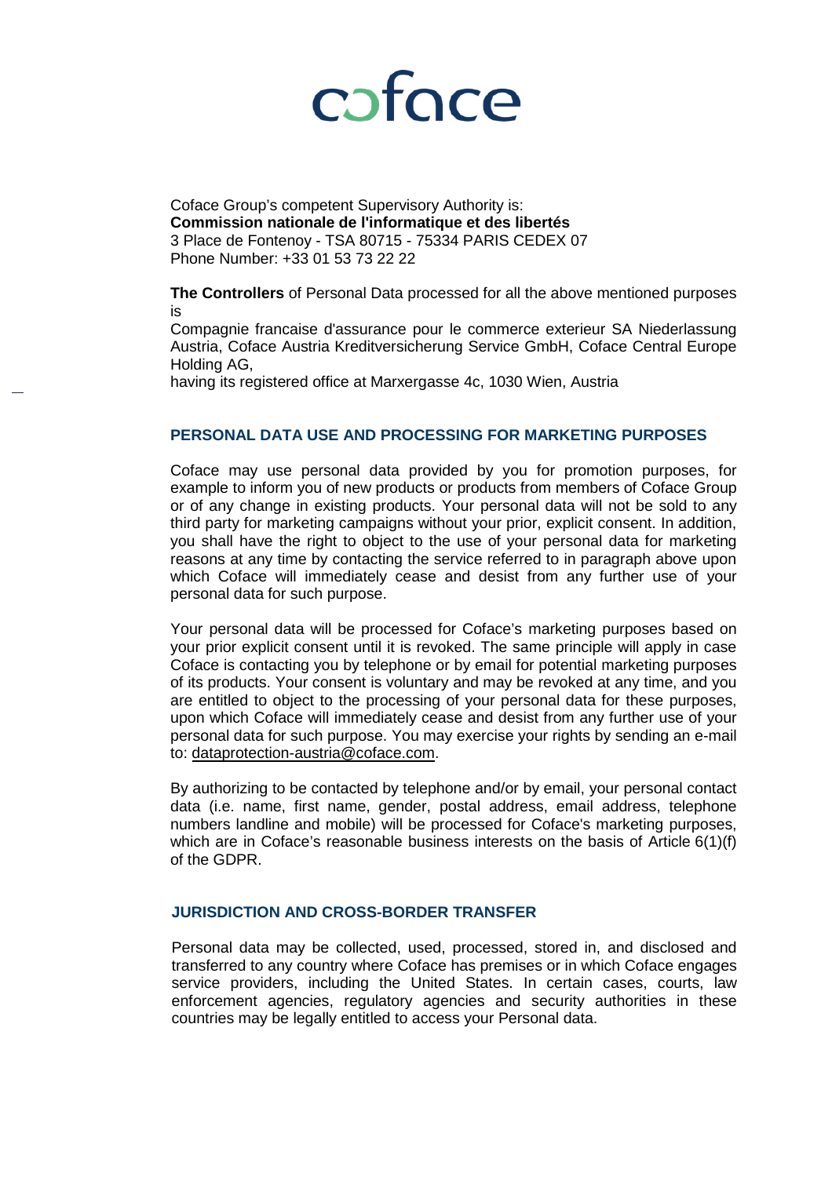Coface Group's competent Supervisory Authority is:
**Commission nationale de l'informatique et des libertés**
3 Place de Fontenoy - TSA 80715 - 75334 PARIS CEDEX 07
Phone Number: +33 01 53 73 22 22

**The Controllers** of Personal Data processed for all the above mentioned purposes is
Compagnie francaise d'assurance pour le commerce exterieur SA Niederlassung Austria, Coface Austria Kreditversicherung Service GmbH, Coface Central Europe Holding AG,
having its registered office at Marxergasse 4c, 1030 Wien, Austria

## PERSONAL DATA USE AND PROCESSING FOR MARKETING PURPOSES

Coface may use personal data provided by you for promotion purposes, for example to inform you of new products or products from members of Coface Group or of any change in existing products. Your personal data will not be sold to any third party for marketing campaigns without your prior, explicit consent. In addition, you shall have the right to object to the use of your personal data for marketing reasons at any time by contacting the service referred to in paragraph above upon which Coface will immediately cease and desist from any further use of your personal data for such purpose.

Your personal data will be processed for Coface's marketing purposes based on your prior explicit consent until it is revoked. The same principle will apply in case Coface is contacting you by telephone or by email for potential marketing purposes of its products. Your consent is voluntary and may be revoked at any time, and you are entitled to object to the processing of your personal data for these purposes, upon which Coface will immediately cease and desist from any further use of your personal data for such purpose. You may exercise your rights by sending an e-mail to: dataprotection-austria@coface.com.

By authorizing to be contacted by telephone and/or by email, your personal contact data (i.e. name, first name, gender, postal address, email address, telephone numbers landline and mobile) will be processed for Coface's marketing purposes, which are in Coface's reasonable business interests on the basis of Article 6(1)(f) of the GDPR.

## JURISDICTION AND CROSS-BORDER TRANSFER

Personal data may be collected, used, processed, stored in, and disclosed and transferred to any country where Coface has premises or in which Coface engages service providers, including the United States. In certain cases, courts, law enforcement agencies, regulatory agencies and security authorities in these countries may be legally entitled to access your Personal data.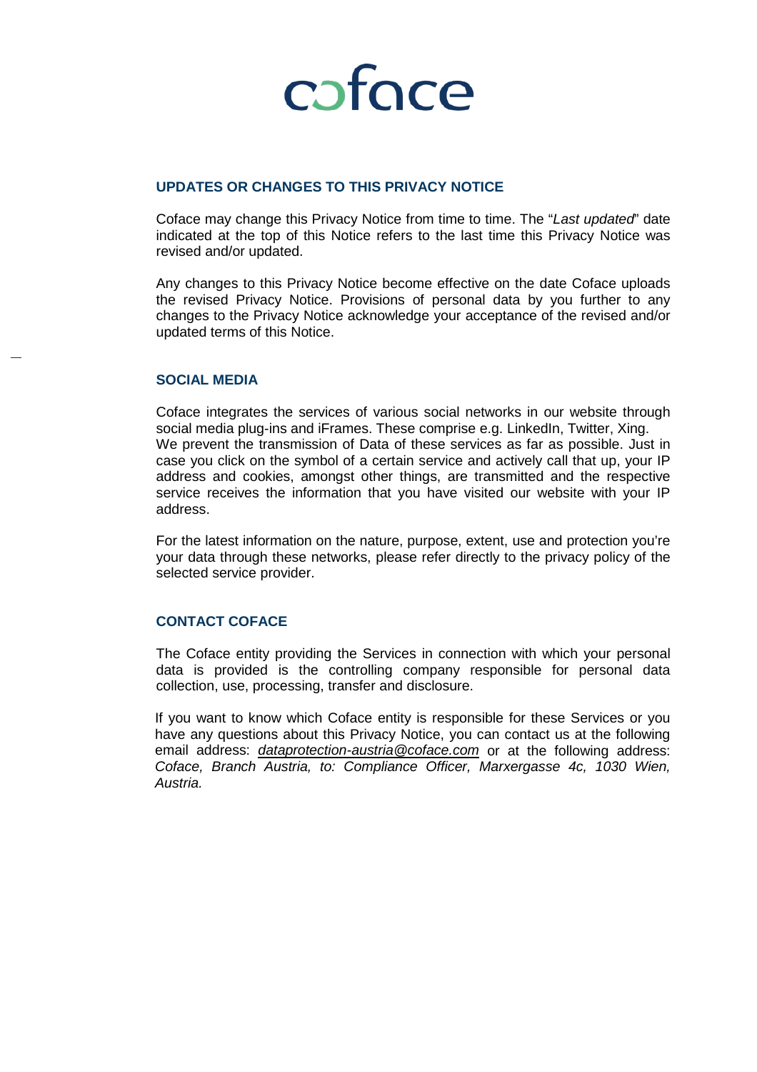coface

## UPDATES OR CHANGES TO THIS PRIVACY NOTICE

Coface may change this Privacy Notice from time to time. The "*Last updated*" date indicated at the top of this Notice refers to the last time this Privacy Notice was revised and/or updated.

Any changes to this Privacy Notice become effective on the date Coface uploads the revised Privacy Notice. Provisions of personal data by you further to any changes to the Privacy Notice acknowledge your acceptance of the revised and/or updated terms of this Notice.

## SOCIAL MEDIA

Coface integrates the services of various social networks in our website through social media plug-ins and iFrames. These comprise e.g. LinkedIn, Twitter, Xing.
We prevent the transmission of Data of these services as far as possible. Just in case you click on the symbol of a certain service and actively call that up, your IP address and cookies, amongst other things, are transmitted and the respective service receives the information that you have visited our website with your IP address.

For the latest information on the nature, purpose, extent, use and protection you're your data through these networks, please refer directly to the privacy policy of the selected service provider.

## CONTACT COFACE

The Coface entity providing the Services in connection with which your personal data is provided is the controlling company responsible for personal data collection, use, processing, transfer and disclosure.

If you want to know which Coface entity is responsible for these Services or you have any questions about this Privacy Notice, you can contact us at the following email address: *dataprotection-austria@coface.com* or at the following address: *Coface, Branch Austria, to: Compliance Officer, Marxergasse 4c, 1030 Wien, Austria.*